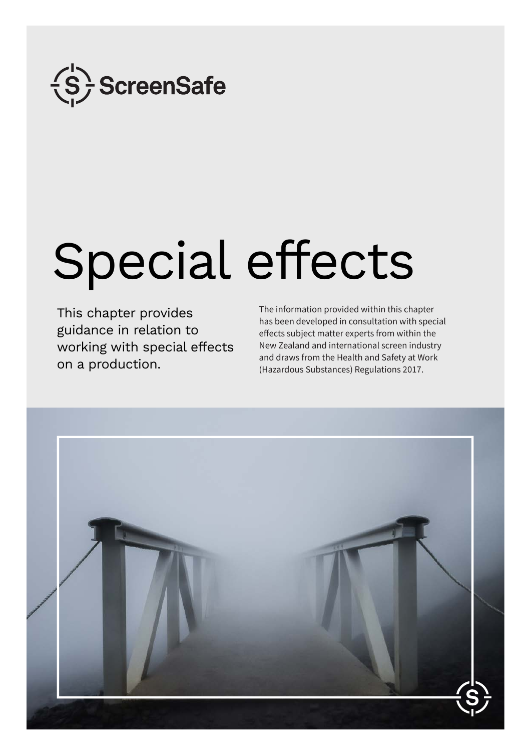ScreenSafe

# Special effects

This chapter provides guidance in relation to working with special effects on a production.

The information provided within this chapter has been developed in consultation with special effects subject matter experts from within the New Zealand and international screen industry and draws from the Health and Safety at Work (Hazardous Substances) Regulations 2017.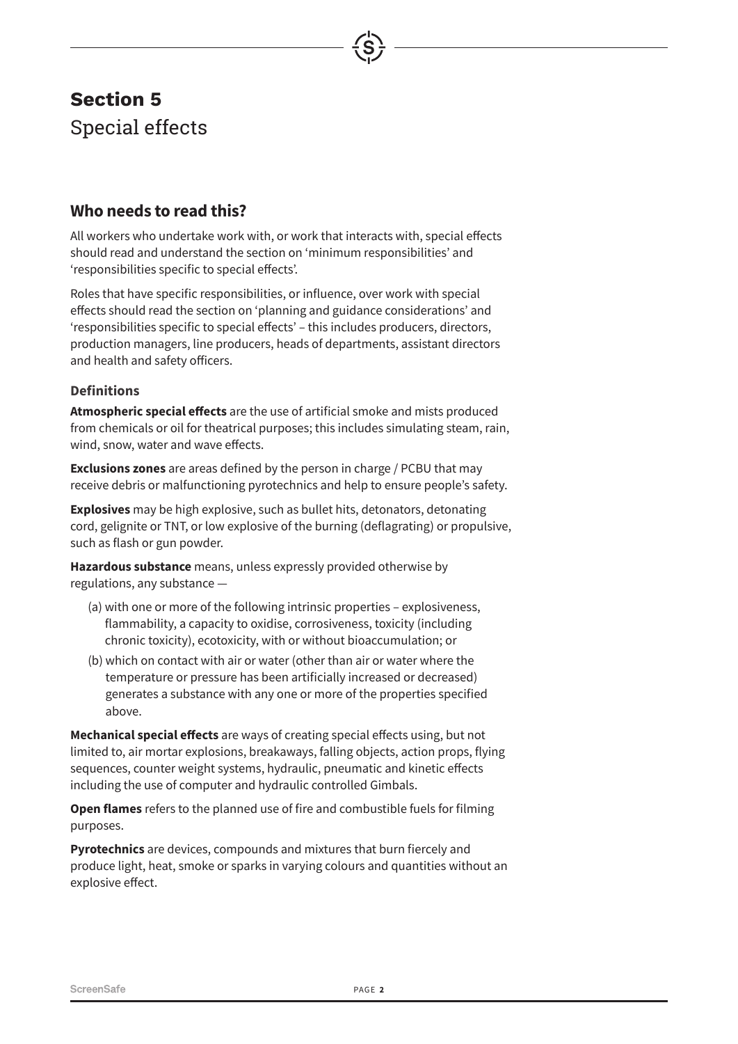# Section 5
Special effects

## Who needs to read this?

All workers who undertake work with, or work that interacts with, special effects should read and understand the section on 'minimum responsibilities' and 'responsibilities specific to special effects'.

Roles that have specific responsibilities, or influence, over work with special effects should read the section on 'planning and guidance considerations' and 'responsibilities specific to special effects' – this includes producers, directors, production managers, line producers, heads of departments, assistant directors and health and safety officers.

### Definitions

**Atmospheric special effects** are the use of artificial smoke and mists produced from chemicals or oil for theatrical purposes; this includes simulating steam, rain, wind, snow, water and wave effects.

**Exclusions zones** are areas defined by the person in charge / PCBU that may receive debris or malfunctioning pyrotechnics and help to ensure people's safety.

**Explosives** may be high explosive, such as bullet hits, detonators, detonating cord, gelignite or TNT, or low explosive of the burning (deflagrating) or propulsive, such as flash or gun powder.

**Hazardous substance** means, unless expressly provided otherwise by regulations, any substance —

(a) with one or more of the following intrinsic properties – explosiveness, flammability, a capacity to oxidise, corrosiveness, toxicity (including chronic toxicity), ecotoxicity, with or without bioaccumulation; or

(b) which on contact with air or water (other than air or water where the temperature or pressure has been artificially increased or decreased) generates a substance with any one or more of the properties specified above.

**Mechanical special effects** are ways of creating special effects using, but not limited to, air mortar explosions, breakaways, falling objects, action props, flying sequences, counter weight systems, hydraulic, pneumatic and kinetic effects including the use of computer and hydraulic controlled Gimbals.

**Open flames** refers to the planned use of fire and combustible fuels for filming purposes.

**Pyrotechnics** are devices, compounds and mixtures that burn fiercely and produce light, heat, smoke or sparks in varying colours and quantities without an explosive effect.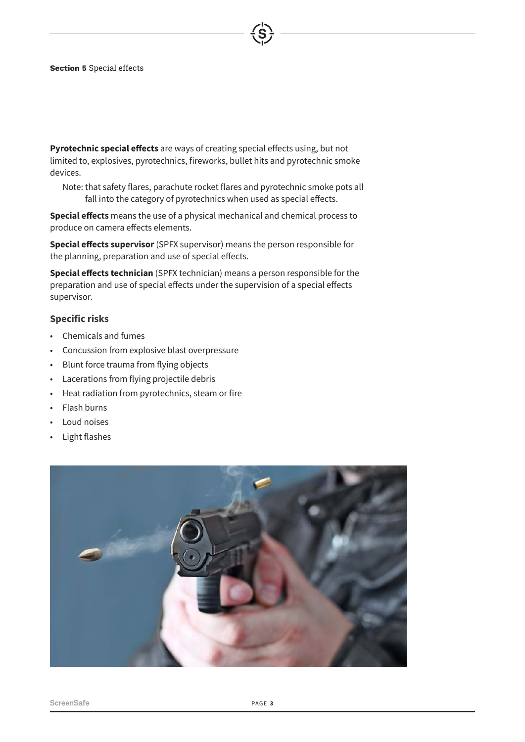**Pyrotechnic special effects** are ways of creating special effects using, but not limited to, explosives, pyrotechnics, fireworks, bullet hits and pyrotechnic smoke devices.

Note: that safety flares, parachute rocket flares and pyrotechnic smoke pots all fall into the category of pyrotechnics when used as special effects.

**Special effects** means the use of a physical mechanical and chemical process to produce on camera effects elements.

**Special effects supervisor** (SPFX supervisor) means the person responsible for the planning, preparation and use of special effects.

**Special effects technician** (SPFX technician) means a person responsible for the preparation and use of special effects under the supervision of a special effects supervisor.

### Specific risks

- Chemicals and fumes
- Concussion from explosive blast overpressure
- Blunt force trauma from flying objects
- Lacerations from flying projectile debris
- Heat radiation from pyrotechnics, steam or fire
- Flash burns
- Loud noises
- Light flashes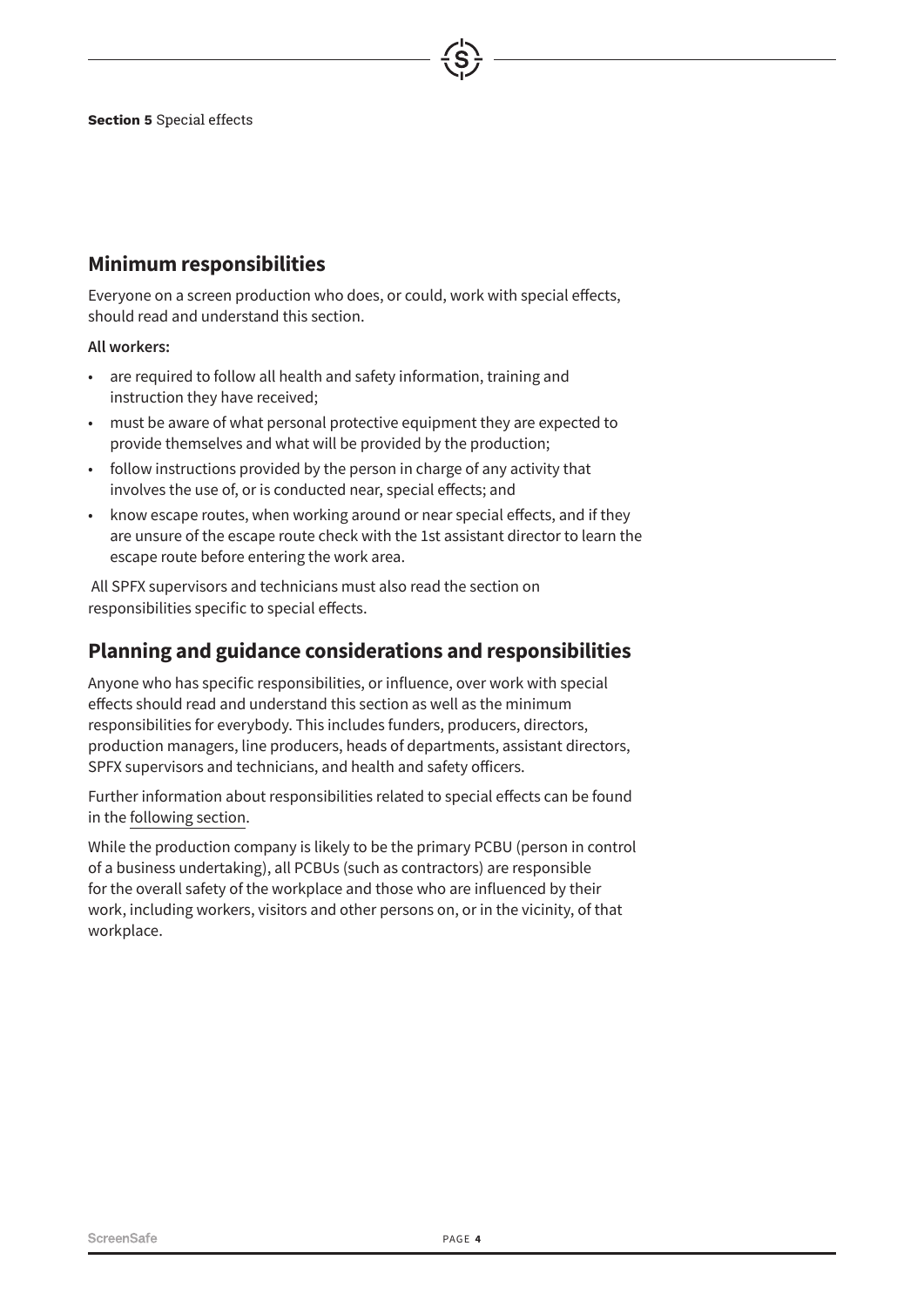## Minimum responsibilities

Everyone on a screen production who does, or could, work with special effects, should read and understand this section.

**All workers:**

- are required to follow all health and safety information, training and instruction they have received;
- must be aware of what personal protective equipment they are expected to provide themselves and what will be provided by the production;
- follow instructions provided by the person in charge of any activity that involves the use of, or is conducted near, special effects; and
- know escape routes, when working around or near special effects, and if they are unsure of the escape route check with the 1st assistant director to learn the escape route before entering the work area.

All SPFX supervisors and technicians must also read the section on responsibilities specific to special effects.

## Planning and guidance considerations and responsibilities

Anyone who has specific responsibilities, or influence, over work with special effects should read and understand this section as well as the minimum responsibilities for everybody. This includes funders, producers, directors, production managers, line producers, heads of departments, assistant directors, SPFX supervisors and technicians, and health and safety officers.

Further information about responsibilities related to special effects can be found in the following section.

While the production company is likely to be the primary PCBU (person in control of a business undertaking), all PCBUs (such as contractors) are responsible for the overall safety of the workplace and those who are influenced by their work, including workers, visitors and other persons on, or in the vicinity, of that workplace.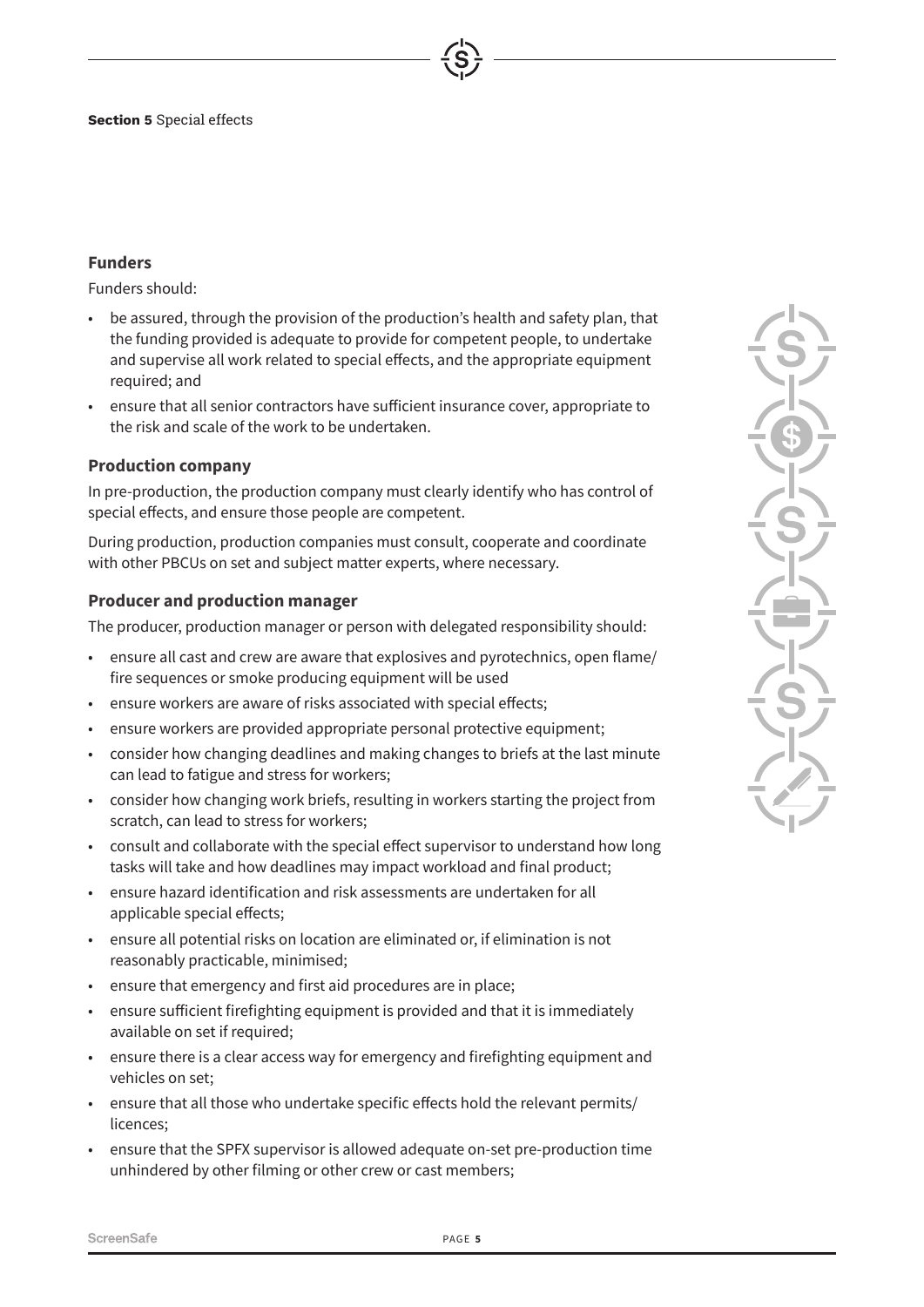### Funders

Funders should:

- be assured, through the provision of the production's health and safety plan, that the funding provided is adequate to provide for competent people, to undertake and supervise all work related to special effects, and the appropriate equipment required; and
- ensure that all senior contractors have sufficient insurance cover, appropriate to the risk and scale of the work to be undertaken.

### Production company

In pre-production, the production company must clearly identify who has control of special effects, and ensure those people are competent.

During production, production companies must consult, cooperate and coordinate with other PBCUs on set and subject matter experts, where necessary.

### Producer and production manager

The producer, production manager or person with delegated responsibility should:

- ensure all cast and crew are aware that explosives and pyrotechnics, open flame/ fire sequences or smoke producing equipment will be used
- ensure workers are aware of risks associated with special effects;
- ensure workers are provided appropriate personal protective equipment;
- consider how changing deadlines and making changes to briefs at the last minute can lead to fatigue and stress for workers;
- consider how changing work briefs, resulting in workers starting the project from scratch, can lead to stress for workers;
- consult and collaborate with the special effect supervisor to understand how long tasks will take and how deadlines may impact workload and final product;
- ensure hazard identification and risk assessments are undertaken for all applicable special effects;
- ensure all potential risks on location are eliminated or, if elimination is not reasonably practicable, minimised;
- ensure that emergency and first aid procedures are in place;
- ensure sufficient firefighting equipment is provided and that it is immediately available on set if required;
- ensure there is a clear access way for emergency and firefighting equipment and vehicles on set;
- ensure that all those who undertake specific effects hold the relevant permits/ licences;
- ensure that the SPFX supervisor is allowed adequate on-set pre-production time unhindered by other filming or other crew or cast members;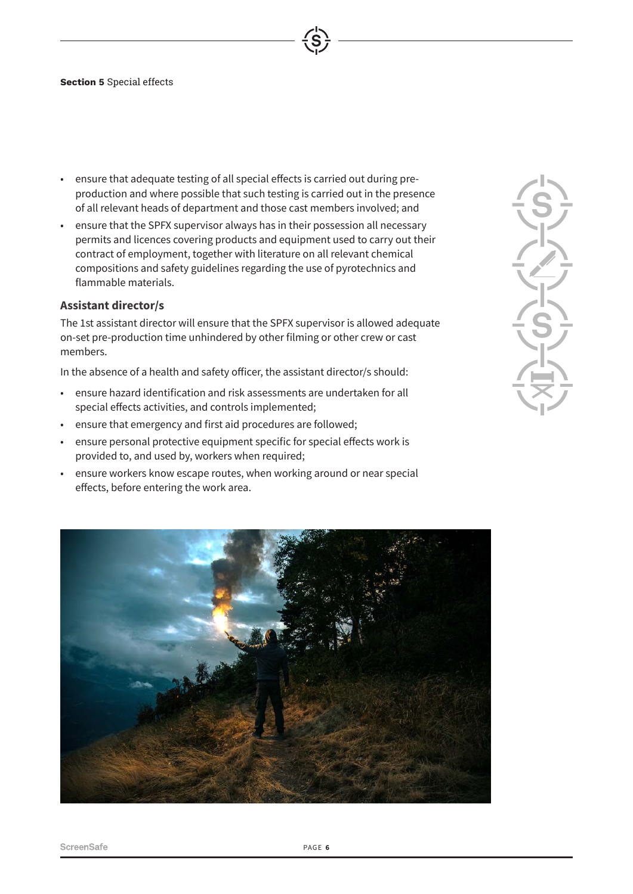- ensure that adequate testing of all special effects is carried out during pre-production and where possible that such testing is carried out in the presence of all relevant heads of department and those cast members involved; and
- ensure that the SPFX supervisor always has in their possession all necessary permits and licences covering products and equipment used to carry out their contract of employment, together with literature on all relevant chemical compositions and safety guidelines regarding the use of pyrotechnics and flammable materials.

### Assistant director/s

The 1st assistant director will ensure that the SPFX supervisor is allowed adequate on-set pre-production time unhindered by other filming or other crew or cast members.

In the absence of a health and safety officer, the assistant director/s should:

- ensure hazard identification and risk assessments are undertaken for all special effects activities, and controls implemented;
- ensure that emergency and first aid procedures are followed;
- ensure personal protective equipment specific for special effects work is provided to, and used by, workers when required;
- ensure workers know escape routes, when working around or near special effects, before entering the work area.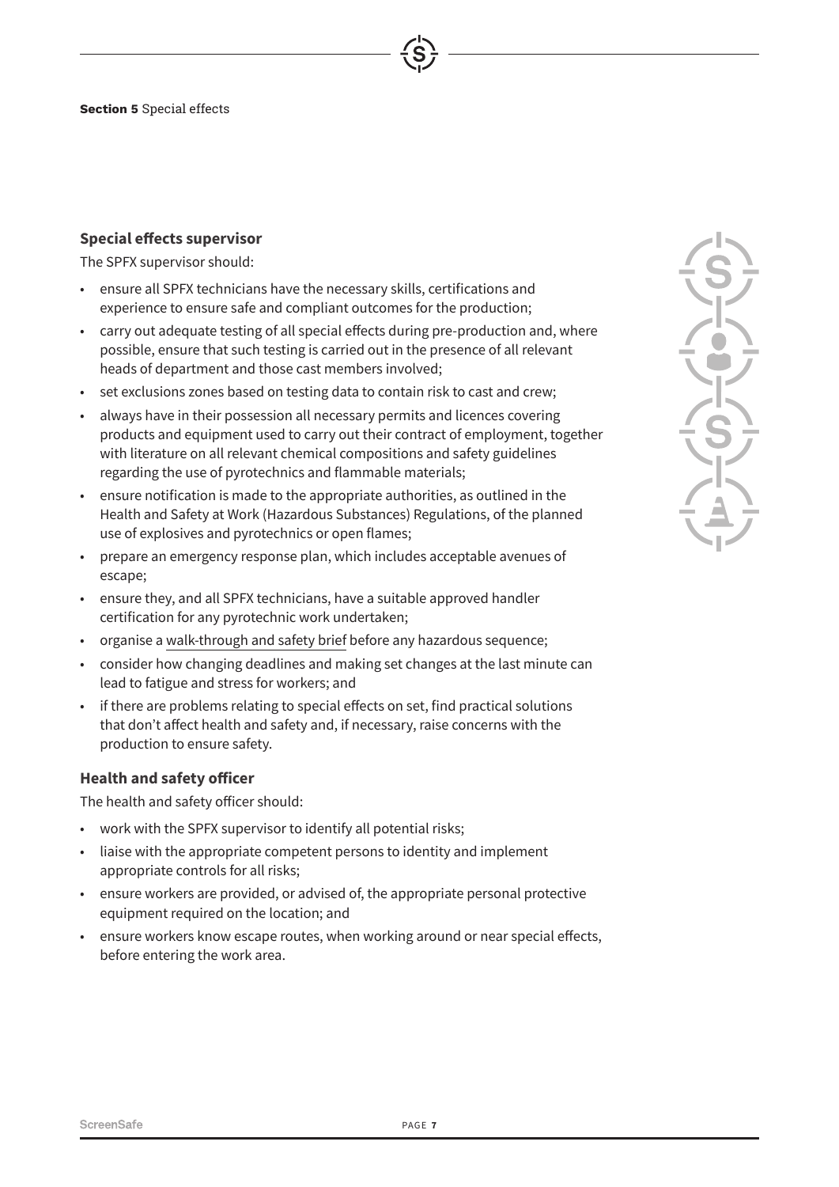## Special effects supervisor

The SPFX supervisor should:

- ensure all SPFX technicians have the necessary skills, certifications and experience to ensure safe and compliant outcomes for the production;
- carry out adequate testing of all special effects during pre-production and, where possible, ensure that such testing is carried out in the presence of all relevant heads of department and those cast members involved;
- set exclusions zones based on testing data to contain risk to cast and crew;
- always have in their possession all necessary permits and licences covering products and equipment used to carry out their contract of employment, together with literature on all relevant chemical compositions and safety guidelines regarding the use of pyrotechnics and flammable materials;
- ensure notification is made to the appropriate authorities, as outlined in the Health and Safety at Work (Hazardous Substances) Regulations, of the planned use of explosives and pyrotechnics or open flames;
- prepare an emergency response plan, which includes acceptable avenues of escape;
- ensure they, and all SPFX technicians, have a suitable approved handler certification for any pyrotechnic work undertaken;
- organise a walk-through and safety brief before any hazardous sequence;
- consider how changing deadlines and making set changes at the last minute can lead to fatigue and stress for workers; and
- if there are problems relating to special effects on set, find practical solutions that don't affect health and safety and, if necessary, raise concerns with the production to ensure safety.

## Health and safety officer

The health and safety officer should:

- work with the SPFX supervisor to identify all potential risks;
- liaise with the appropriate competent persons to identity and implement appropriate controls for all risks;
- ensure workers are provided, or advised of, the appropriate personal protective equipment required on the location; and
- ensure workers know escape routes, when working around or near special effects, before entering the work area.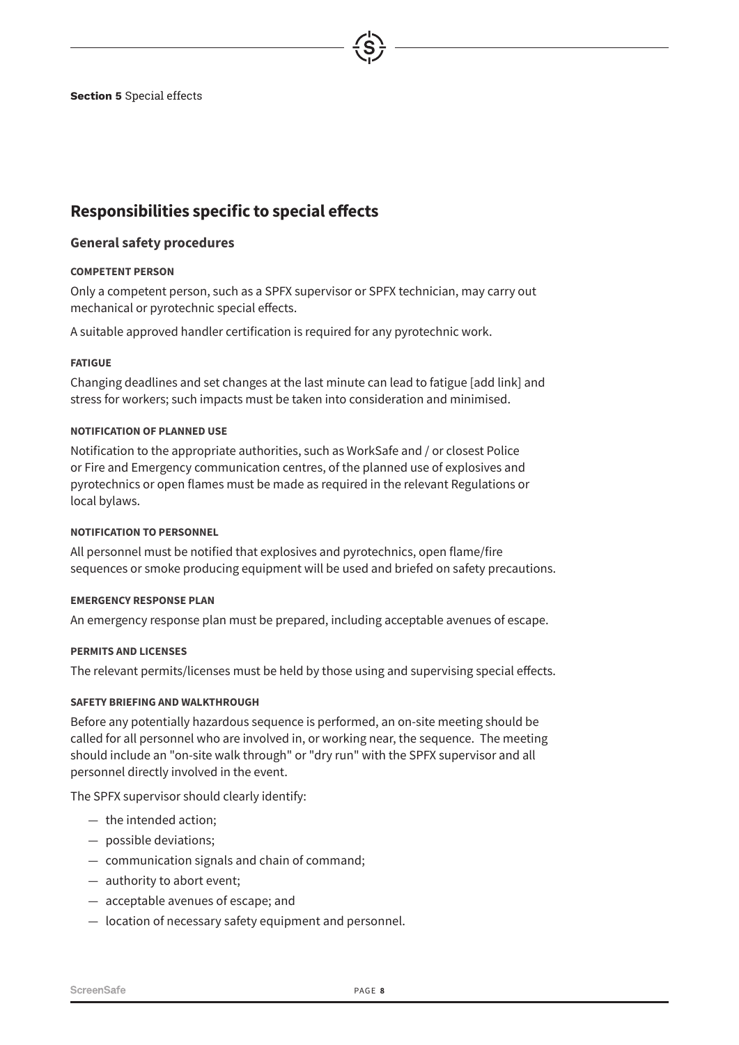## Responsibilities specific to special effects

### General safety procedures

#### COMPETENT PERSON

Only a competent person, such as a SPFX supervisor or SPFX technician, may carry out mechanical or pyrotechnic special effects.

A suitable approved handler certification is required for any pyrotechnic work.

#### FATIGUE

Changing deadlines and set changes at the last minute can lead to fatigue [add link] and stress for workers; such impacts must be taken into consideration and minimised.

#### NOTIFICATION OF PLANNED USE

Notification to the appropriate authorities, such as WorkSafe and / or closest Police or Fire and Emergency communication centres, of the planned use of explosives and pyrotechnics or open flames must be made as required in the relevant Regulations or local bylaws.

#### NOTIFICATION TO PERSONNEL

All personnel must be notified that explosives and pyrotechnics, open flame/fire sequences or smoke producing equipment will be used and briefed on safety precautions.

#### EMERGENCY RESPONSE PLAN

An emergency response plan must be prepared, including acceptable avenues of escape.

#### PERMITS AND LICENSES

The relevant permits/licenses must be held by those using and supervising special effects.

#### SAFETY BRIEFING AND WALKTHROUGH

Before any potentially hazardous sequence is performed, an on-site meeting should be called for all personnel who are involved in, or working near, the sequence. The meeting should include an "on-site walk through" or "dry run" with the SPFX supervisor and all personnel directly involved in the event.

The SPFX supervisor should clearly identify:

- the intended action;
- possible deviations;
- communication signals and chain of command;
- authority to abort event;
- acceptable avenues of escape; and
- location of necessary safety equipment and personnel.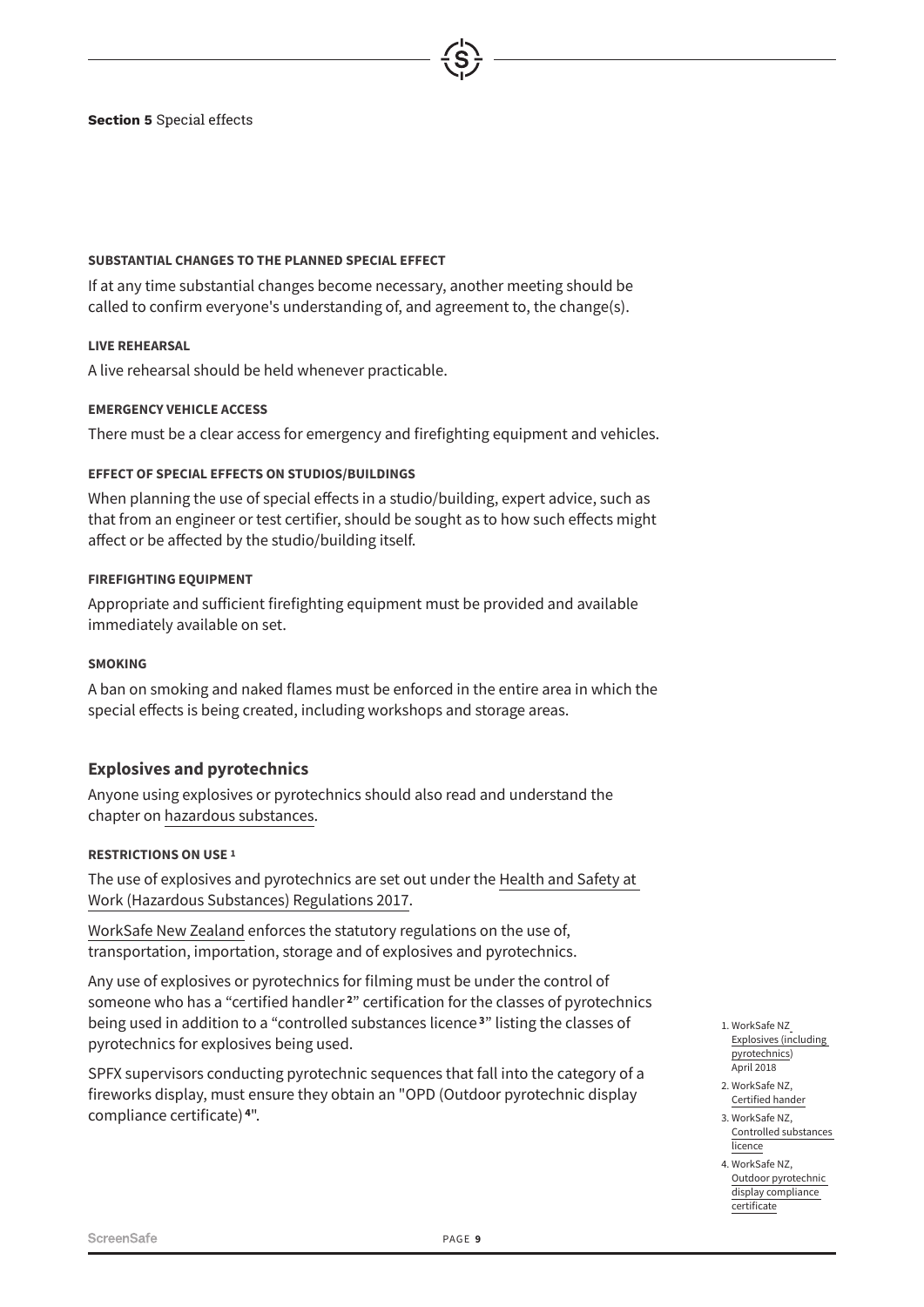#### SUBSTANTIAL CHANGES TO THE PLANNED SPECIAL EFFECT

If at any time substantial changes become necessary, another meeting should be called to confirm everyone's understanding of, and agreement to, the change(s).

#### LIVE REHEARSAL

A live rehearsal should be held whenever practicable.

#### EMERGENCY VEHICLE ACCESS

There must be a clear access for emergency and firefighting equipment and vehicles.

#### EFFECT OF SPECIAL EFFECTS ON STUDIOS/BUILDINGS

When planning the use of special effects in a studio/building, expert advice, such as that from an engineer or test certifier, should be sought as to how such effects might affect or be affected by the studio/building itself.

#### FIREFIGHTING EQUIPMENT

Appropriate and sufficient firefighting equipment must be provided and available immediately available on set.

#### SMOKING

A ban on smoking and naked flames must be enforced in the entire area in which the special effects is being created, including workshops and storage areas.

## Explosives and pyrotechnics

Anyone using explosives or pyrotechnics should also read and understand the chapter on hazardous substances.

#### RESTRICTIONS ON USE [1]

The use of explosives and pyrotechnics are set out under the Health and Safety at Work (Hazardous Substances) Regulations 2017.

WorkSafe New Zealand enforces the statutory regulations on the use of, transportation, importation, storage and of explosives and pyrotechnics.

Any use of explosives or pyrotechnics for filming must be under the control of someone who has a "certified handler[2]" certification for the classes of pyrotechnics being used in addition to a "controlled substances licence[3]" listing the classes of pyrotechnics for explosives being used.

SPFX supervisors conducting pyrotechnic sequences that fall into the category of a fireworks display, must ensure they obtain an "OPD (Outdoor pyrotechnic display compliance certificate)[4]".

1. WorkSafe NZ Explosives (including pyrotechnics) April 2018
2. WorkSafe NZ, Certified hander
3. WorkSafe NZ, Controlled substances licence
4. WorkSafe NZ, Outdoor pyrotechnic display compliance certificate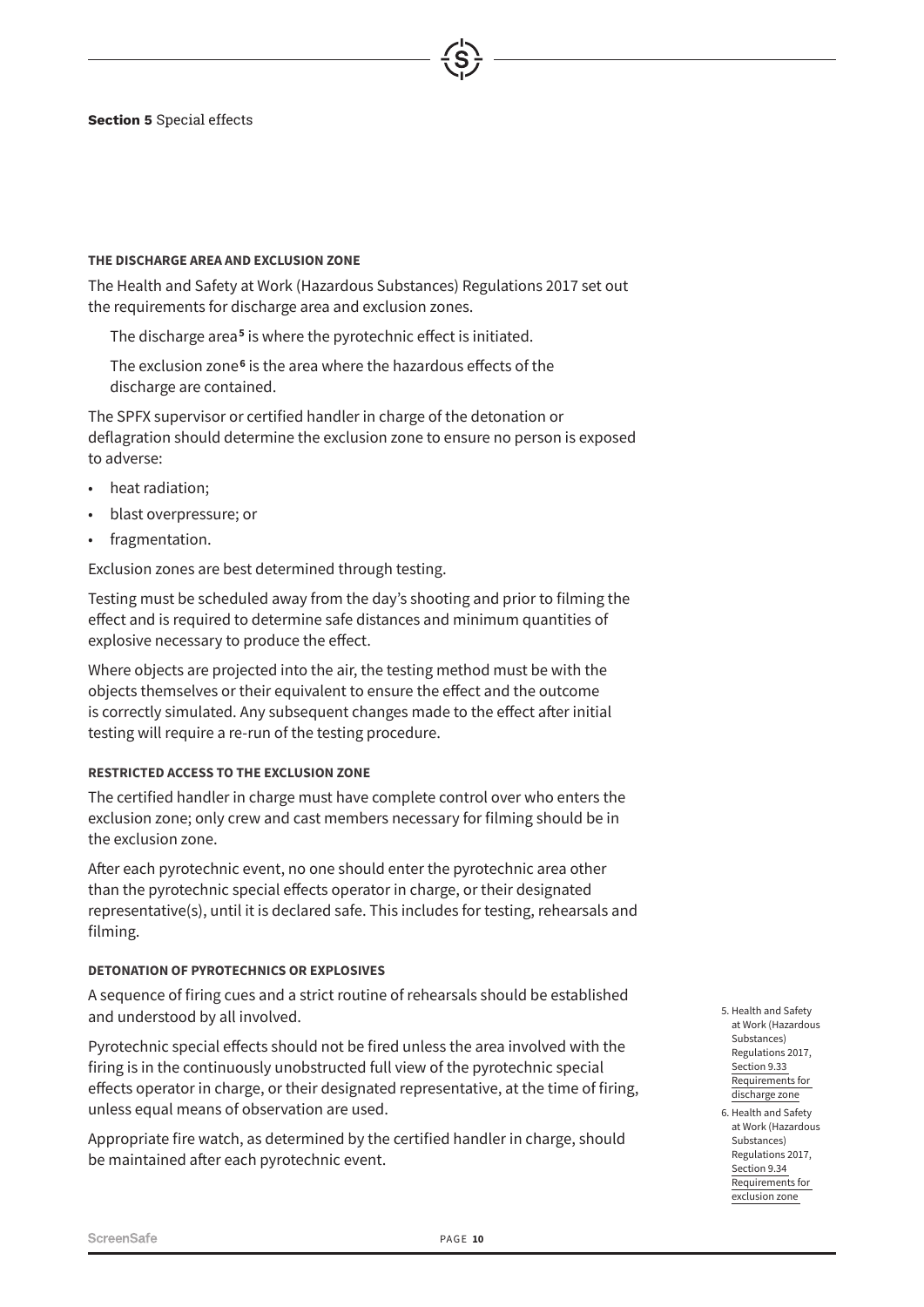**Section 5** Special effects

### THE DISCHARGE AREA AND EXCLUSION ZONE

The Health and Safety at Work (Hazardous Substances) Regulations 2017 set out the requirements for discharge area and exclusion zones.

The discharge area[5] is where the pyrotechnic effect is initiated.

The exclusion zone[6] is the area where the hazardous effects of the discharge are contained.

The SPFX supervisor or certified handler in charge of the detonation or deflagration should determine the exclusion zone to ensure no person is exposed to adverse:

- heat radiation;
- blast overpressure; or
- fragmentation.

Exclusion zones are best determined through testing.

Testing must be scheduled away from the day's shooting and prior to filming the effect and is required to determine safe distances and minimum quantities of explosive necessary to produce the effect.

Where objects are projected into the air, the testing method must be with the objects themselves or their equivalent to ensure the effect and the outcome is correctly simulated. Any subsequent changes made to the effect after initial testing will require a re-run of the testing procedure.

### RESTRICTED ACCESS TO THE EXCLUSION ZONE

The certified handler in charge must have complete control over who enters the exclusion zone; only crew and cast members necessary for filming should be in the exclusion zone.

After each pyrotechnic event, no one should enter the pyrotechnic area other than the pyrotechnic special effects operator in charge, or their designated representative(s), until it is declared safe. This includes for testing, rehearsals and filming.

### DETONATION OF PYROTECHNICS OR EXPLOSIVES

A sequence of firing cues and a strict routine of rehearsals should be established and understood by all involved.

Pyrotechnic special effects should not be fired unless the area involved with the firing is in the continuously unobstructed full view of the pyrotechnic special effects operator in charge, or their designated representative, at the time of firing, unless equal means of observation are used.

Appropriate fire watch, as determined by the certified handler in charge, should be maintained after each pyrotechnic event.

5. Health and Safety at Work (Hazardous Substances) Regulations 2017, Section 9.33 Requirements for discharge zone
6. Health and Safety at Work (Hazardous Substances) Regulations 2017, Section 9.34 Requirements for exclusion zone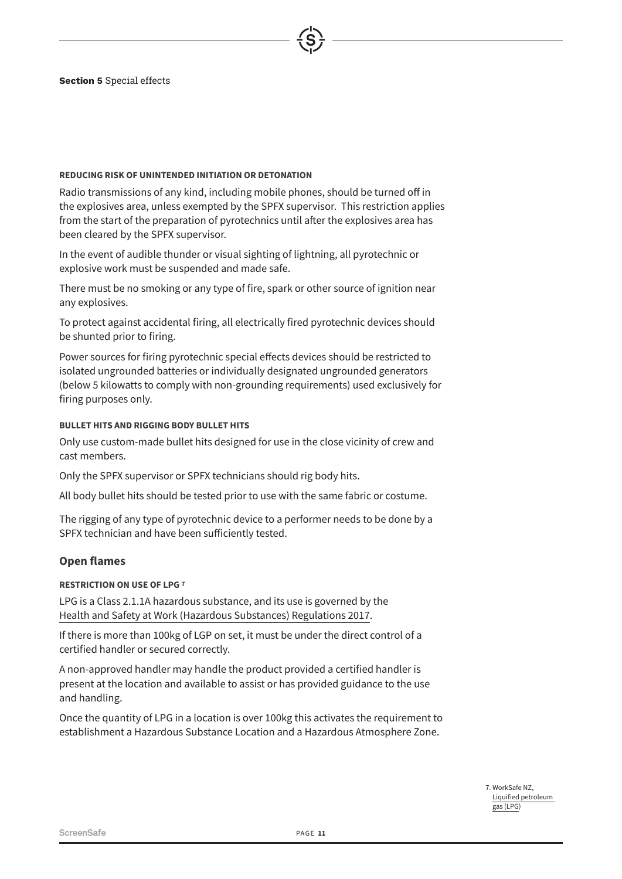**Section 5** Special effects

#### REDUCING RISK OF UNINTENDED INITIATION OR DETONATION

Radio transmissions of any kind, including mobile phones, should be turned off in the explosives area, unless exempted by the SPFX supervisor. This restriction applies from the start of the preparation of pyrotechnics until after the explosives area has been cleared by the SPFX supervisor.

In the event of audible thunder or visual sighting of lightning, all pyrotechnic or explosive work must be suspended and made safe.

There must be no smoking or any type of fire, spark or other source of ignition near any explosives.

To protect against accidental firing, all electrically fired pyrotechnic devices should be shunted prior to firing.

Power sources for firing pyrotechnic special effects devices should be restricted to isolated ungrounded batteries or individually designated ungrounded generators (below 5 kilowatts to comply with non-grounding requirements) used exclusively for firing purposes only.

#### BULLET HITS AND RIGGING BODY BULLET HITS

Only use custom-made bullet hits designed for use in the close vicinity of crew and cast members.

Only the SPFX supervisor or SPFX technicians should rig body hits.

All body bullet hits should be tested prior to use with the same fabric or costume.

The rigging of any type of pyrotechnic device to a performer needs to be done by a SPFX technician and have been sufficiently tested.

### Open flames

#### RESTRICTION ON USE OF LPG [7]

LPG is a Class 2.1.1A hazardous substance, and its use is governed by the Health and Safety at Work (Hazardous Substances) Regulations 2017.

If there is more than 100kg of LGP on set, it must be under the direct control of a certified handler or secured correctly.

A non-approved handler may handle the product provided a certified handler is present at the location and available to assist or has provided guidance to the use and handling.

Once the quantity of LPG in a location is over 100kg this activates the requirement to establishment a Hazardous Substance Location and a Hazardous Atmosphere Zone.

7. WorkSafe NZ, Liquified petroleum gas (LPG)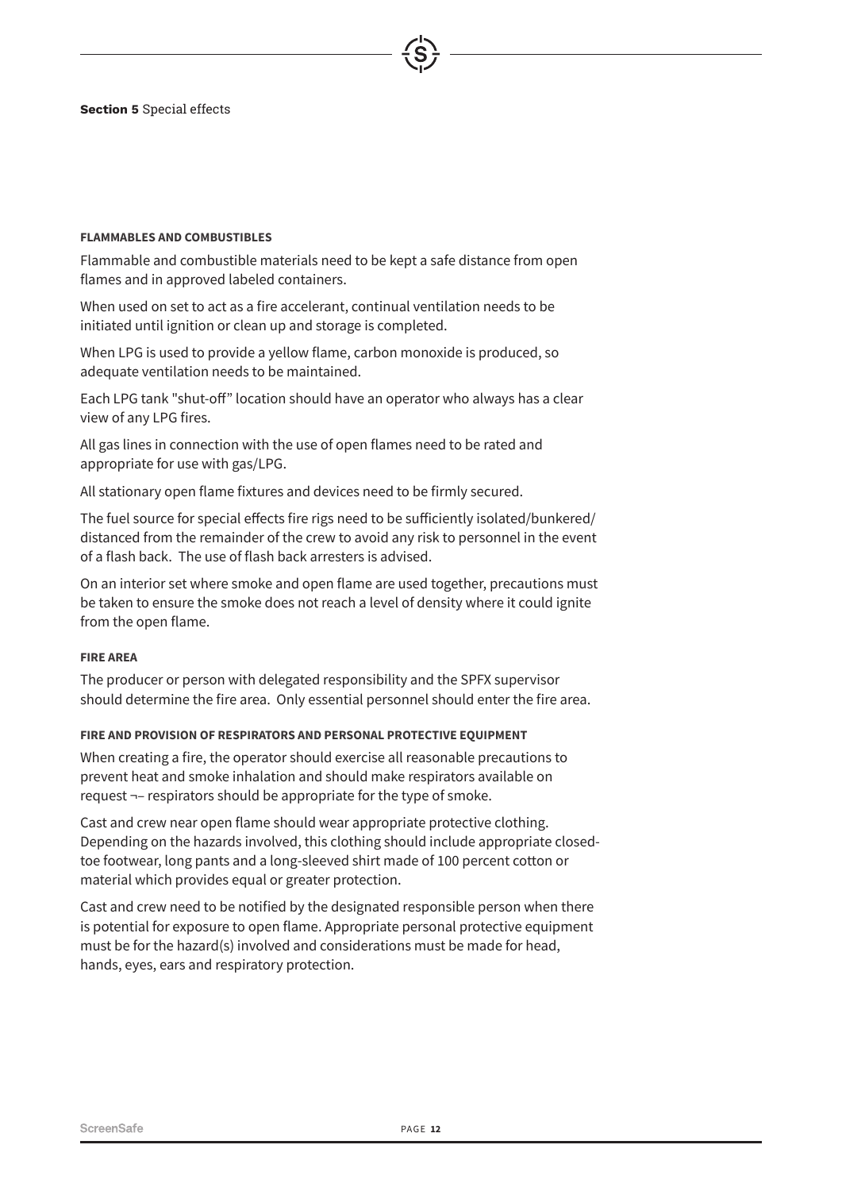**Section 5** Special effects

#### FLAMMABLES AND COMBUSTIBLES

Flammable and combustible materials need to be kept a safe distance from open flames and in approved labeled containers.

When used on set to act as a fire accelerant, continual ventilation needs to be initiated until ignition or clean up and storage is completed.

When LPG is used to provide a yellow flame, carbon monoxide is produced, so adequate ventilation needs to be maintained.

Each LPG tank "shut-off" location should have an operator who always has a clear view of any LPG fires.

All gas lines in connection with the use of open flames need to be rated and appropriate for use with gas/LPG.

All stationary open flame fixtures and devices need to be firmly secured.

The fuel source for special effects fire rigs need to be sufficiently isolated/bunkered/distanced from the remainder of the crew to avoid any risk to personnel in the event of a flash back. The use of flash back arresters is advised.

On an interior set where smoke and open flame are used together, precautions must be taken to ensure the smoke does not reach a level of density where it could ignite from the open flame.

#### FIRE AREA

The producer or person with delegated responsibility and the SPFX supervisor should determine the fire area. Only essential personnel should enter the fire area.

#### FIRE AND PROVISION OF RESPIRATORS AND PERSONAL PROTECTIVE EQUIPMENT

When creating a fire, the operator should exercise all reasonable precautions to prevent heat and smoke inhalation and should make respirators available on request ¬– respirators should be appropriate for the type of smoke.

Cast and crew near open flame should wear appropriate protective clothing. Depending on the hazards involved, this clothing should include appropriate closed-toe footwear, long pants and a long-sleeved shirt made of 100 percent cotton or material which provides equal or greater protection.

Cast and crew need to be notified by the designated responsible person when there is potential for exposure to open flame. Appropriate personal protective equipment must be for the hazard(s) involved and considerations must be made for head, hands, eyes, ears and respiratory protection.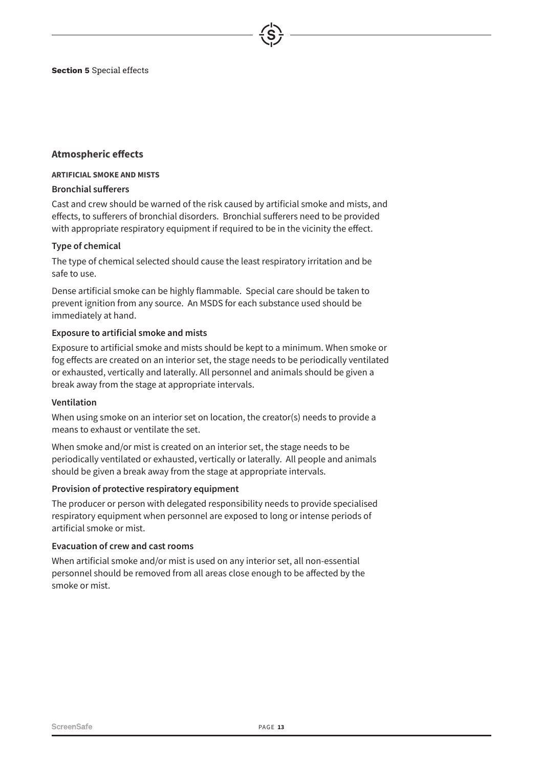## Atmospheric effects

#### ARTIFICIAL SMOKE AND MISTS

### Bronchial sufferers

Cast and crew should be warned of the risk caused by artificial smoke and mists, and effects, to sufferers of bronchial disorders. Bronchial sufferers need to be provided with appropriate respiratory equipment if required to be in the vicinity the effect.

### Type of chemical

The type of chemical selected should cause the least respiratory irritation and be safe to use.

Dense artificial smoke can be highly flammable. Special care should be taken to prevent ignition from any source. An MSDS for each substance used should be immediately at hand.

### Exposure to artificial smoke and mists

Exposure to artificial smoke and mists should be kept to a minimum. When smoke or fog effects are created on an interior set, the stage needs to be periodically ventilated or exhausted, vertically and laterally. All personnel and animals should be given a break away from the stage at appropriate intervals.

### Ventilation

When using smoke on an interior set on location, the creator(s) needs to provide a means to exhaust or ventilate the set.

When smoke and/or mist is created on an interior set, the stage needs to be periodically ventilated or exhausted, vertically or laterally. All people and animals should be given a break away from the stage at appropriate intervals.

### Provision of protective respiratory equipment

The producer or person with delegated responsibility needs to provide specialised respiratory equipment when personnel are exposed to long or intense periods of artificial smoke or mist.

### Evacuation of crew and cast rooms

When artificial smoke and/or mist is used on any interior set, all non-essential personnel should be removed from all areas close enough to be affected by the smoke or mist.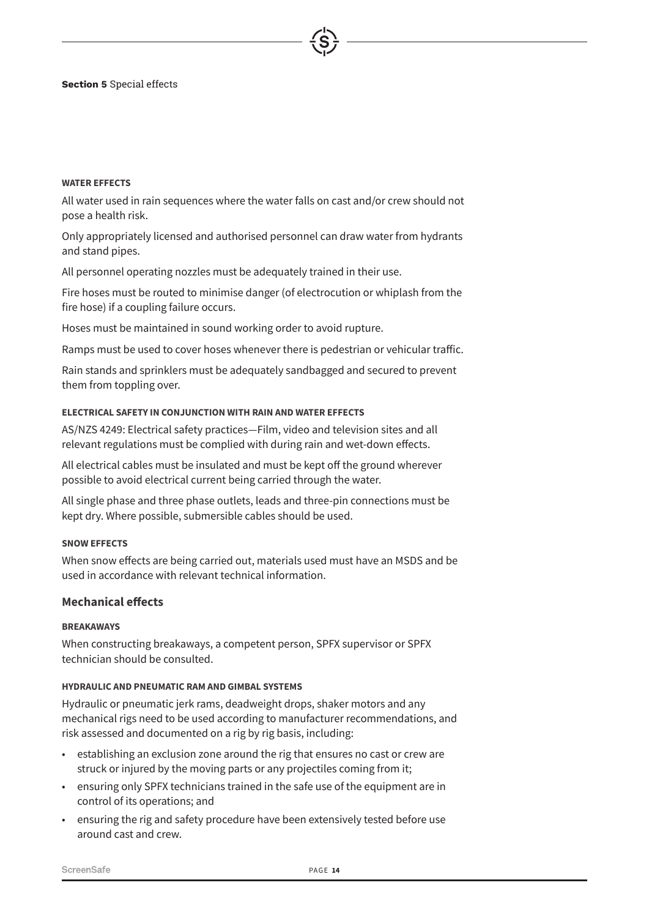**Section 5** Special effects

#### WATER EFFECTS

All water used in rain sequences where the water falls on cast and/or crew should not pose a health risk.

Only appropriately licensed and authorised personnel can draw water from hydrants and stand pipes.

All personnel operating nozzles must be adequately trained in their use.

Fire hoses must be routed to minimise danger (of electrocution or whiplash from the fire hose) if a coupling failure occurs.

Hoses must be maintained in sound working order to avoid rupture.

Ramps must be used to cover hoses whenever there is pedestrian or vehicular traffic.

Rain stands and sprinklers must be adequately sandbagged and secured to prevent them from toppling over.

#### ELECTRICAL SAFETY IN CONJUNCTION WITH RAIN AND WATER EFFECTS

AS/NZS 4249: Electrical safety practices—Film, video and television sites and all relevant regulations must be complied with during rain and wet-down effects.

All electrical cables must be insulated and must be kept off the ground wherever possible to avoid electrical current being carried through the water.

All single phase and three phase outlets, leads and three-pin connections must be kept dry. Where possible, submersible cables should be used.

#### SNOW EFFECTS

When snow effects are being carried out, materials used must have an MSDS and be used in accordance with relevant technical information.

### Mechanical effects

#### BREAKAWAYS

When constructing breakaways, a competent person, SPFX supervisor or SPFX technician should be consulted.

#### HYDRAULIC AND PNEUMATIC RAM AND GIMBAL SYSTEMS

Hydraulic or pneumatic jerk rams, deadweight drops, shaker motors and any mechanical rigs need to be used according to manufacturer recommendations, and risk assessed and documented on a rig by rig basis, including:

- establishing an exclusion zone around the rig that ensures no cast or crew are struck or injured by the moving parts or any projectiles coming from it;
- ensuring only SPFX technicians trained in the safe use of the equipment are in control of its operations; and
- ensuring the rig and safety procedure have been extensively tested before use around cast and crew.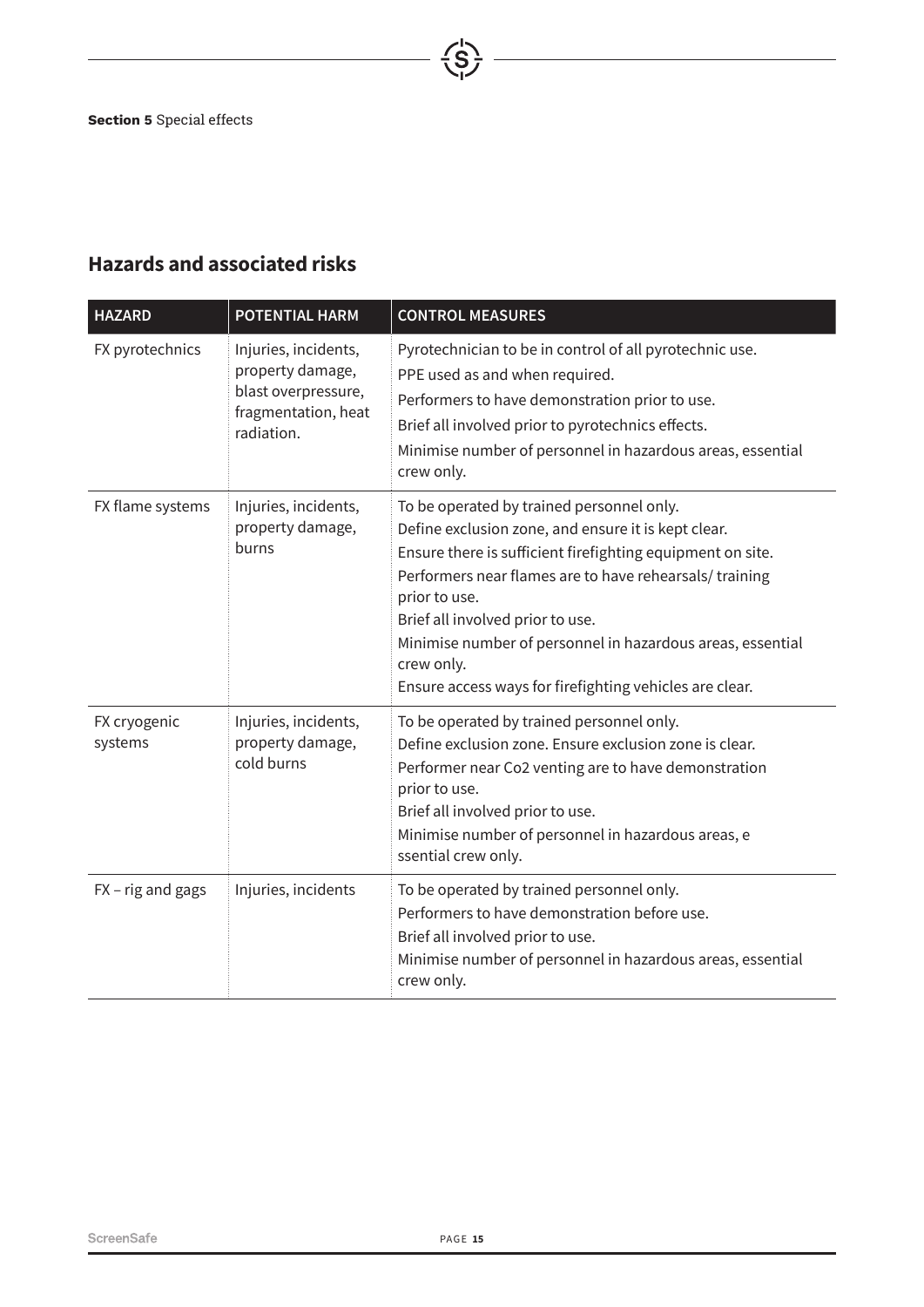**Section 5** Special effects

## Hazards and associated risks

| HAZARD | POTENTIAL HARM | CONTROL MEASURES |
|---|---|---|
| FX pyrotechnics | Injuries, incidents, property damage, blast overpressure, fragmentation, heat radiation. | Pyrotechnician to be in control of all pyrotechnic use.<br>PPE used as and when required.<br>Performers to have demonstration prior to use.<br>Brief all involved prior to pyrotechnics effects.<br>Minimise number of personnel in hazardous areas, essential crew only. |
| FX flame systems | Injuries, incidents, property damage, burns | To be operated by trained personnel only.<br>Define exclusion zone, and ensure it is kept clear.<br>Ensure there is sufficient firefighting equipment on site.<br>Performers near flames are to have rehearsals/ training prior to use.<br>Brief all involved prior to use.<br>Minimise number of personnel in hazardous areas, essential crew only.<br>Ensure access ways for firefighting vehicles are clear. |
| FX cryogenic systems | Injuries, incidents, property damage, cold burns | To be operated by trained personnel only.<br>Define exclusion zone. Ensure exclusion zone is clear.<br>Performer near Co2 venting are to have demonstration prior to use.<br>Brief all involved prior to use.<br>Minimise number of personnel in hazardous areas, e ssential crew only. |
| FX – rig and gags | Injuries, incidents | To be operated by trained personnel only.<br>Performers to have demonstration before use.<br>Brief all involved prior to use.<br>Minimise number of personnel in hazardous areas, essential crew only. |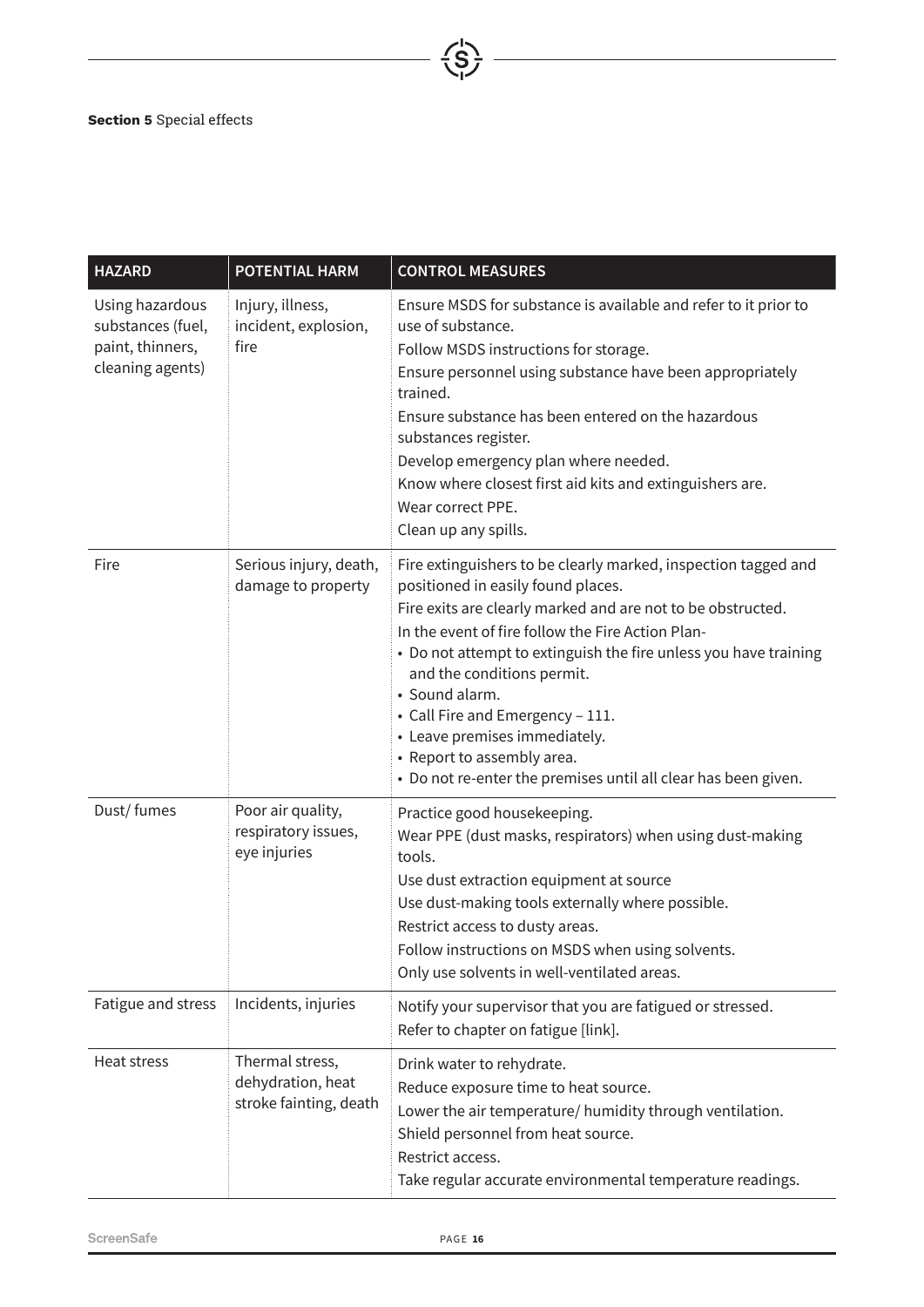**Section 5** Special effects

| HAZARD | POTENTIAL HARM | CONTROL MEASURES |
|---|---|---|
| Using hazardous substances (fuel, paint, thinners, cleaning agents) | Injury, illness, incident, explosion, fire | Ensure MSDS for substance is available and refer to it prior to use of substance.<br>Follow MSDS instructions for storage.<br>Ensure personnel using substance have been appropriately trained.<br>Ensure substance has been entered on the hazardous substances register.<br>Develop emergency plan where needed.<br>Know where closest first aid kits and extinguishers are.<br>Wear correct PPE.<br>Clean up any spills. |
| Fire | Serious injury, death, damage to property | Fire extinguishers to be clearly marked, inspection tagged and positioned in easily found places.<br>Fire exits are clearly marked and are not to be obstructed.<br>In the event of fire follow the Fire Action Plan-<br>• Do not attempt to extinguish the fire unless you have training and the conditions permit.<br>• Sound alarm.<br>• Call Fire and Emergency – 111.<br>• Leave premises immediately.<br>• Report to assembly area.<br>• Do not re-enter the premises until all clear has been given. |
| Dust/ fumes | Poor air quality, respiratory issues, eye injuries | Practice good housekeeping.<br>Wear PPE (dust masks, respirators) when using dust-making tools.<br>Use dust extraction equipment at source<br>Use dust-making tools externally where possible.<br>Restrict access to dusty areas.<br>Follow instructions on MSDS when using solvents.<br>Only use solvents in well-ventilated areas. |
| Fatigue and stress | Incidents, injuries | Notify your supervisor that you are fatigued or stressed.<br>Refer to chapter on fatigue [link]. |
| Heat stress | Thermal stress, dehydration, heat stroke fainting, death | Drink water to rehydrate.<br>Reduce exposure time to heat source.<br>Lower the air temperature/ humidity through ventilation.<br>Shield personnel from heat source.<br>Restrict access.<br>Take regular accurate environmental temperature readings. |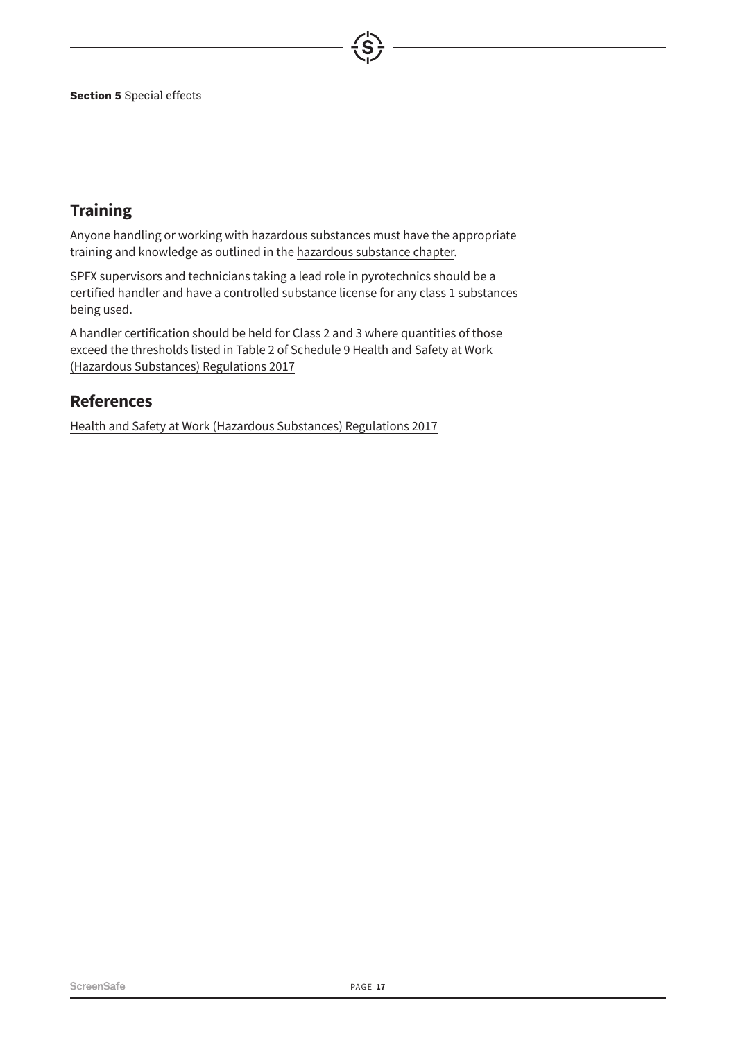## Training

Anyone handling or working with hazardous substances must have the appropriate training and knowledge as outlined in the hazardous substance chapter.

SPFX supervisors and technicians taking a lead role in pyrotechnics should be a certified handler and have a controlled substance license for any class 1 substances being used.

A handler certification should be held for Class 2 and 3 where quantities of those exceed the thresholds listed in Table 2 of Schedule 9 Health and Safety at Work (Hazardous Substances) Regulations 2017

## References

Health and Safety at Work (Hazardous Substances) Regulations 2017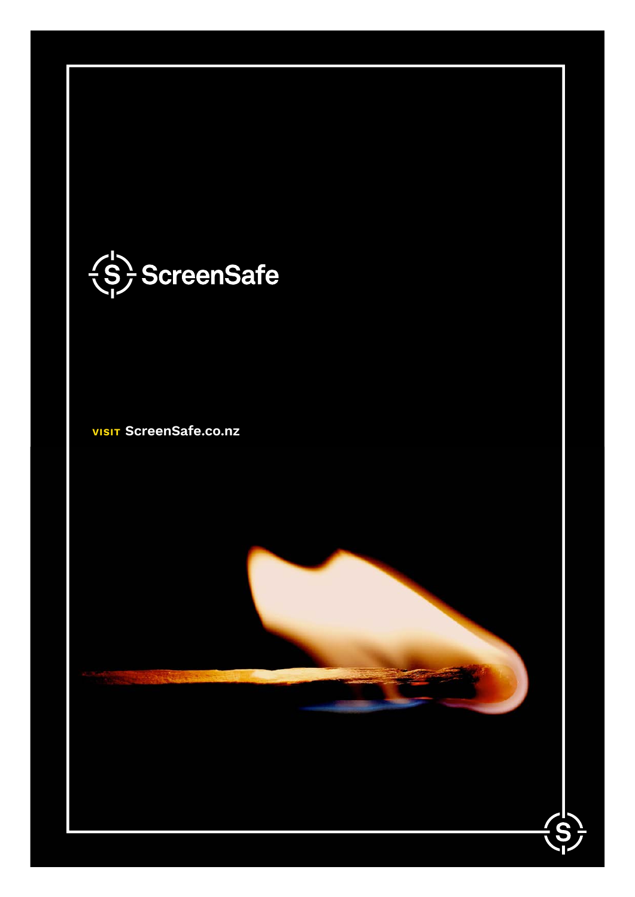ScreenSafe

VISIT ScreenSafe.co.nz